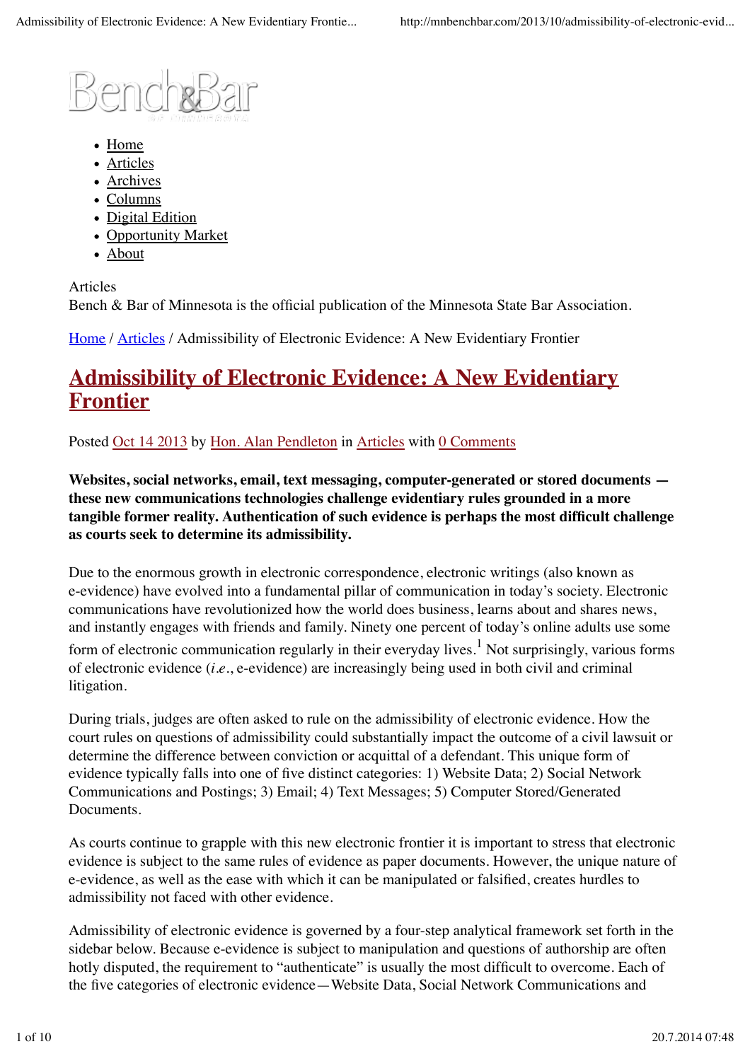- Home
- Articles
- Archives
- Columns
- Digital Edition
- Opportunity Market
- About

Articles
Bench & Bar of Minnesota is the official publication of the Minnesota State Bar Association.

Home / Articles / Admissibility of Electronic Evidence: A New Evidentiary Frontier

# Admissibility of Electronic Evidence: A New Evidentiary Frontier

Posted Oct 14 2013 by Hon. Alan Pendleton in Articles with 0 Comments

**Websites, social networks, email, text messaging, computer-generated or stored documents — these new communications technologies challenge evidentiary rules grounded in a more tangible former reality. Authentication of such evidence is perhaps the most difficult challenge as courts seek to determine its admissibility.**

Due to the enormous growth in electronic correspondence, electronic writings (also known as e-evidence) have evolved into a fundamental pillar of communication in today's society. Electronic communications have revolutionized how the world does business, learns about and shares news, and instantly engages with friends and family. Ninety one percent of today's online adults use some form of electronic communication regularly in their everyday lives.[1] Not surprisingly, various forms of electronic evidence (*i.e.*, e-evidence) are increasingly being used in both civil and criminal litigation.

During trials, judges are often asked to rule on the admissibility of electronic evidence. How the court rules on questions of admissibility could substantially impact the outcome of a civil lawsuit or determine the difference between conviction or acquittal of a defendant. This unique form of evidence typically falls into one of five distinct categories: 1) Website Data; 2) Social Network Communications and Postings; 3) Email; 4) Text Messages; 5) Computer Stored/Generated Documents.

As courts continue to grapple with this new electronic frontier it is important to stress that electronic evidence is subject to the same rules of evidence as paper documents. However, the unique nature of e-evidence, as well as the ease with which it can be manipulated or falsified, creates hurdles to admissibility not faced with other evidence.

Admissibility of electronic evidence is governed by a four-step analytical framework set forth in the sidebar below. Because e-evidence is subject to manipulation and questions of authorship are often hotly disputed, the requirement to "authenticate" is usually the most difficult to overcome. Each of the five categories of electronic evidence—Website Data, Social Network Communications and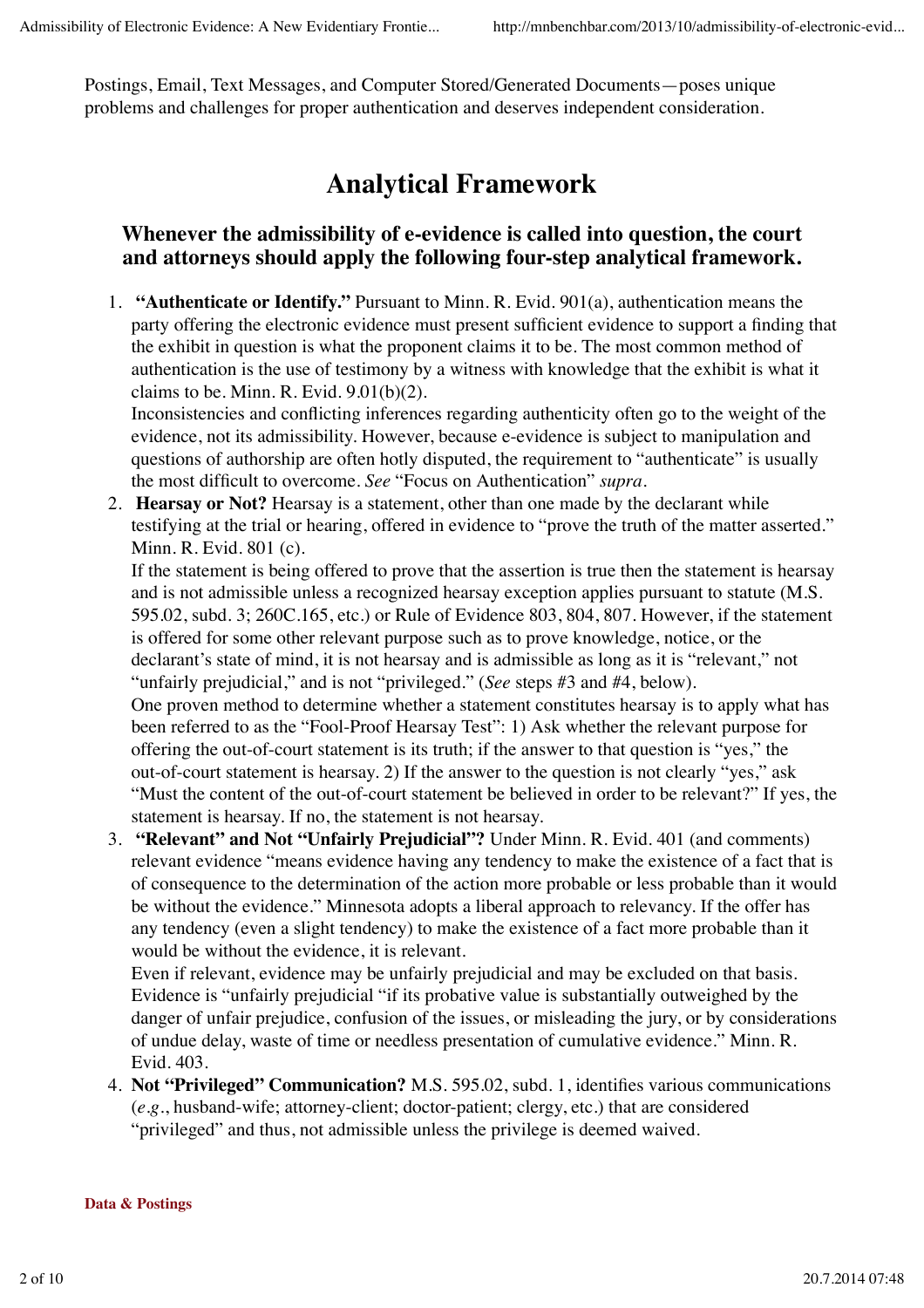Postings, Email, Text Messages, and Computer Stored/Generated Documents—poses unique problems and challenges for proper authentication and deserves independent consideration.

# Analytical Framework

### Whenever the admissibility of e-evidence is called into question, the court and attorneys should apply the following four-step analytical framework.

1. **"Authenticate or Identify."** Pursuant to Minn. R. Evid. 901(a), authentication means the party offering the electronic evidence must present sufficient evidence to support a finding that the exhibit in question is what the proponent claims it to be. The most common method of authentication is the use of testimony by a witness with knowledge that the exhibit is what it claims to be. Minn. R. Evid. 9.01(b)(2).
   Inconsistencies and conflicting inferences regarding authenticity often go to the weight of the evidence, not its admissibility. However, because e-evidence is subject to manipulation and questions of authorship are often hotly disputed, the requirement to "authenticate" is usually the most difficult to overcome. *See* "Focus on Authentication" *supra*.
2. **Hearsay or Not?** Hearsay is a statement, other than one made by the declarant while testifying at the trial or hearing, offered in evidence to "prove the truth of the matter asserted." Minn. R. Evid. 801 (c).
   If the statement is being offered to prove that the assertion is true then the statement is hearsay and is not admissible unless a recognized hearsay exception applies pursuant to statute (M.S. 595.02, subd. 3; 260C.165, etc.) or Rule of Evidence 803, 804, 807. However, if the statement is offered for some other relevant purpose such as to prove knowledge, notice, or the declarant's state of mind, it is not hearsay and is admissible as long as it is "relevant," not "unfairly prejudicial," and is not "privileged." (*See* steps #3 and #4, below).
   One proven method to determine whether a statement constitutes hearsay is to apply what has been referred to as the "Fool-Proof Hearsay Test": 1) Ask whether the relevant purpose for offering the out-of-court statement is its truth; if the answer to that question is "yes," the out-of-court statement is hearsay. 2) If the answer to the question is not clearly "yes," ask "Must the content of the out-of-court statement be believed in order to be relevant?" If yes, the statement is hearsay. If no, the statement is not hearsay.
3. **"Relevant" and Not "Unfairly Prejudicial"?** Under Minn. R. Evid. 401 (and comments) relevant evidence "means evidence having any tendency to make the existence of a fact that is of consequence to the determination of the action more probable or less probable than it would be without the evidence." Minnesota adopts a liberal approach to relevancy. If the offer has any tendency (even a slight tendency) to make the existence of a fact more probable than it would be without the evidence, it is relevant.
   Even if relevant, evidence may be unfairly prejudicial and may be excluded on that basis. Evidence is "unfairly prejudicial "if its probative value is substantially outweighed by the danger of unfair prejudice, confusion of the issues, or misleading the jury, or by considerations of undue delay, waste of time or needless presentation of cumulative evidence." Minn. R. Evid. 403.
4. **Not "Privileged" Communication?** M.S. 595.02, subd. 1, identifies various communications (*e.g.*, husband-wife; attorney-client; doctor-patient; clergy, etc.) that are considered "privileged" and thus, not admissible unless the privilege is deemed waived.

**Data & Postings**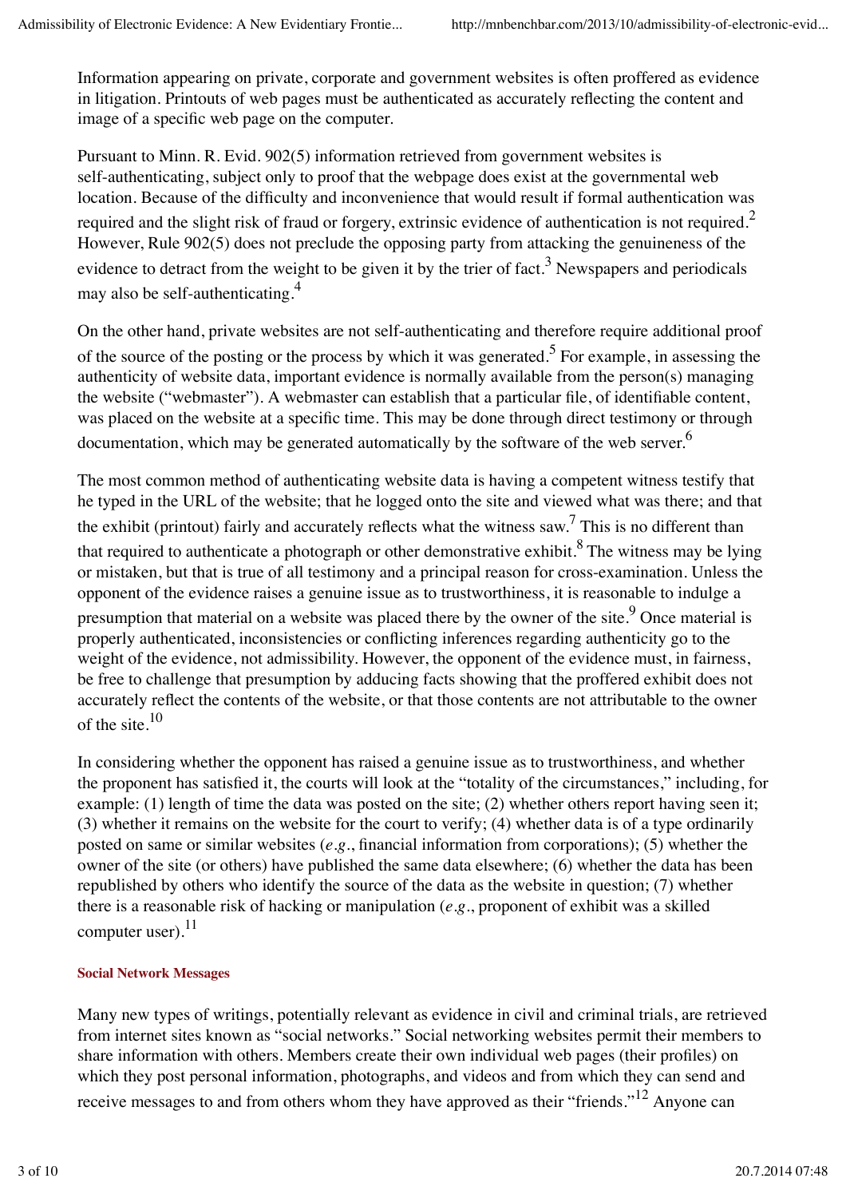Information appearing on private, corporate and government websites is often proffered as evidence in litigation. Printouts of web pages must be authenticated as accurately reflecting the content and image of a specific web page on the computer.

Pursuant to Minn. R. Evid. 902(5) information retrieved from government websites is self-authenticating, subject only to proof that the webpage does exist at the governmental web location. Because of the difficulty and inconvenience that would result if formal authentication was required and the slight risk of fraud or forgery, extrinsic evidence of authentication is not required.[2] However, Rule 902(5) does not preclude the opposing party from attacking the genuineness of the evidence to detract from the weight to be given it by the trier of fact.[3] Newspapers and periodicals may also be self-authenticating.[4]

On the other hand, private websites are not self-authenticating and therefore require additional proof of the source of the posting or the process by which it was generated.[5] For example, in assessing the authenticity of website data, important evidence is normally available from the person(s) managing the website ("webmaster"). A webmaster can establish that a particular file, of identifiable content, was placed on the website at a specific time. This may be done through direct testimony or through documentation, which may be generated automatically by the software of the web server.[6]

The most common method of authenticating website data is having a competent witness testify that he typed in the URL of the website; that he logged onto the site and viewed what was there; and that the exhibit (printout) fairly and accurately reflects what the witness saw.[7] This is no different than that required to authenticate a photograph or other demonstrative exhibit.[8] The witness may be lying or mistaken, but that is true of all testimony and a principal reason for cross-examination. Unless the opponent of the evidence raises a genuine issue as to trustworthiness, it is reasonable to indulge a presumption that material on a website was placed there by the owner of the site.[9] Once material is properly authenticated, inconsistencies or conflicting inferences regarding authenticity go to the weight of the evidence, not admissibility. However, the opponent of the evidence must, in fairness, be free to challenge that presumption by adducing facts showing that the proffered exhibit does not accurately reflect the contents of the website, or that those contents are not attributable to the owner of the site.[10]

In considering whether the opponent has raised a genuine issue as to trustworthiness, and whether the proponent has satisfied it, the courts will look at the "totality of the circumstances," including, for example: (1) length of time the data was posted on the site; (2) whether others report having seen it; (3) whether it remains on the website for the court to verify; (4) whether data is of a type ordinarily posted on same or similar websites (*e.g.*, financial information from corporations); (5) whether the owner of the site (or others) have published the same data elsewhere; (6) whether the data has been republished by others who identify the source of the data as the website in question; (7) whether there is a reasonable risk of hacking or manipulation (*e.g.*, proponent of exhibit was a skilled computer user).[11]

#### Social Network Messages

Many new types of writings, potentially relevant as evidence in civil and criminal trials, are retrieved from internet sites known as "social networks." Social networking websites permit their members to share information with others. Members create their own individual web pages (their profiles) on which they post personal information, photographs, and videos and from which they can send and receive messages to and from others whom they have approved as their "friends."[12] Anyone can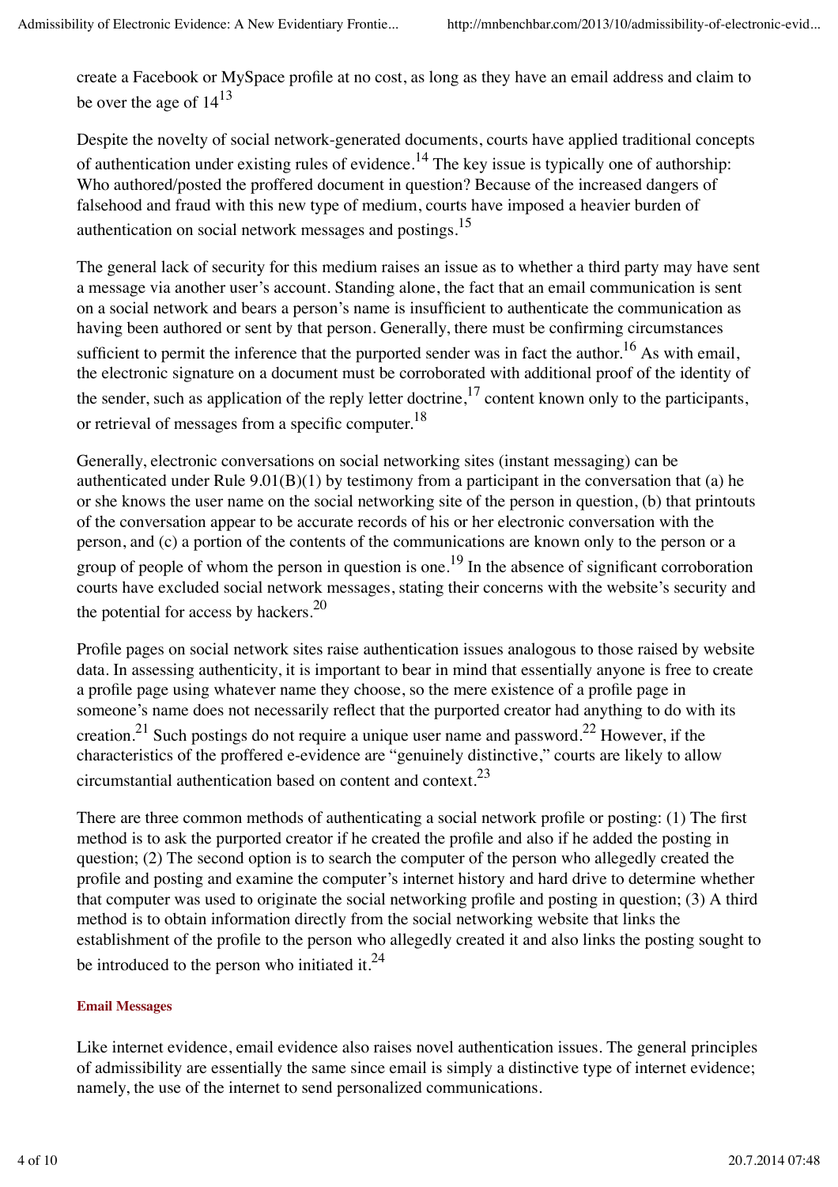create a Facebook or MySpace profile at no cost, as long as they have an email address and claim to be over the age of 14[13]

Despite the novelty of social network-generated documents, courts have applied traditional concepts of authentication under existing rules of evidence.[14] The key issue is typically one of authorship: Who authored/posted the proffered document in question? Because of the increased dangers of falsehood and fraud with this new type of medium, courts have imposed a heavier burden of authentication on social network messages and postings.[15]

The general lack of security for this medium raises an issue as to whether a third party may have sent a message via another user's account. Standing alone, the fact that an email communication is sent on a social network and bears a person's name is insufficient to authenticate the communication as having been authored or sent by that person. Generally, there must be confirming circumstances sufficient to permit the inference that the purported sender was in fact the author.[16] As with email, the electronic signature on a document must be corroborated with additional proof of the identity of the sender, such as application of the reply letter doctrine,[17] content known only to the participants, or retrieval of messages from a specific computer.[18]

Generally, electronic conversations on social networking sites (instant messaging) can be authenticated under Rule 9.01(B)(1) by testimony from a participant in the conversation that (a) he or she knows the user name on the social networking site of the person in question, (b) that printouts of the conversation appear to be accurate records of his or her electronic conversation with the person, and (c) a portion of the contents of the communications are known only to the person or a group of people of whom the person in question is one.[19] In the absence of significant corroboration courts have excluded social network messages, stating their concerns with the website's security and the potential for access by hackers.[20]

Profile pages on social network sites raise authentication issues analogous to those raised by website data. In assessing authenticity, it is important to bear in mind that essentially anyone is free to create a profile page using whatever name they choose, so the mere existence of a profile page in someone's name does not necessarily reflect that the purported creator had anything to do with its creation.[21] Such postings do not require a unique user name and password.[22] However, if the characteristics of the proffered e-evidence are "genuinely distinctive," courts are likely to allow circumstantial authentication based on content and context.[23]

There are three common methods of authenticating a social network profile or posting: (1) The first method is to ask the purported creator if he created the profile and also if he added the posting in question; (2) The second option is to search the computer of the person who allegedly created the profile and posting and examine the computer's internet history and hard drive to determine whether that computer was used to originate the social networking profile and posting in question; (3) A third method is to obtain information directly from the social networking website that links the establishment of the profile to the person who allegedly created it and also links the posting sought to be introduced to the person who initiated it.[24]

#### Email Messages

Like internet evidence, email evidence also raises novel authentication issues. The general principles of admissibility are essentially the same since email is simply a distinctive type of internet evidence; namely, the use of the internet to send personalized communications.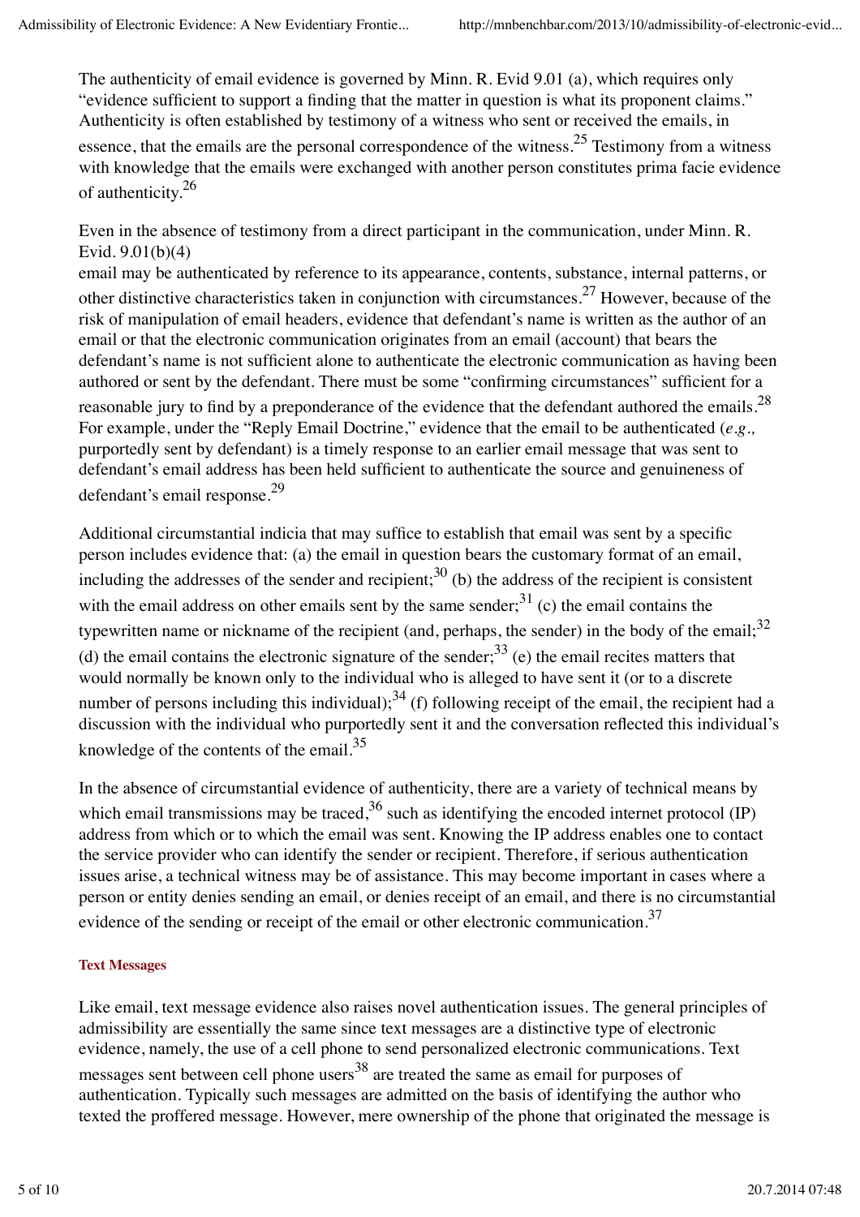The authenticity of email evidence is governed by Minn. R. Evid 9.01 (a), which requires only "evidence sufficient to support a finding that the matter in question is what its proponent claims." Authenticity is often established by testimony of a witness who sent or received the emails, in essence, that the emails are the personal correspondence of the witness.[25] Testimony from a witness with knowledge that the emails were exchanged with another person constitutes prima facie evidence of authenticity.[26]

Even in the absence of testimony from a direct participant in the communication, under Minn. R. Evid. 9.01(b)(4)
email may be authenticated by reference to its appearance, contents, substance, internal patterns, or other distinctive characteristics taken in conjunction with circumstances.[27] However, because of the risk of manipulation of email headers, evidence that defendant's name is written as the author of an email or that the electronic communication originates from an email (account) that bears the defendant's name is not sufficient alone to authenticate the electronic communication as having been authored or sent by the defendant. There must be some "confirming circumstances" sufficient for a reasonable jury to find by a preponderance of the evidence that the defendant authored the emails.[28] For example, under the "Reply Email Doctrine," evidence that the email to be authenticated (*e.g.,* purportedly sent by defendant) is a timely response to an earlier email message that was sent to defendant's email address has been held sufficient to authenticate the source and genuineness of defendant's email response.[29]

Additional circumstantial indicia that may suffice to establish that email was sent by a specific person includes evidence that: (a) the email in question bears the customary format of an email, including the addresses of the sender and recipient;[30] (b) the address of the recipient is consistent with the email address on other emails sent by the same sender;[31] (c) the email contains the typewritten name or nickname of the recipient (and, perhaps, the sender) in the body of the email;[32] (d) the email contains the electronic signature of the sender;[33] (e) the email recites matters that would normally be known only to the individual who is alleged to have sent it (or to a discrete number of persons including this individual);[34] (f) following receipt of the email, the recipient had a discussion with the individual who purportedly sent it and the conversation reflected this individual's knowledge of the contents of the email.[35]

In the absence of circumstantial evidence of authenticity, there are a variety of technical means by which email transmissions may be traced,[36] such as identifying the encoded internet protocol (IP) address from which or to which the email was sent. Knowing the IP address enables one to contact the service provider who can identify the sender or recipient. Therefore, if serious authentication issues arise, a technical witness may be of assistance. This may become important in cases where a person or entity denies sending an email, or denies receipt of an email, and there is no circumstantial evidence of the sending or receipt of the email or other electronic communication.[37]

#### Text Messages

Like email, text message evidence also raises novel authentication issues. The general principles of admissibility are essentially the same since text messages are a distinctive type of electronic evidence, namely, the use of a cell phone to send personalized electronic communications. Text messages sent between cell phone users[38] are treated the same as email for purposes of authentication. Typically such messages are admitted on the basis of identifying the author who texted the proffered message. However, mere ownership of the phone that originated the message is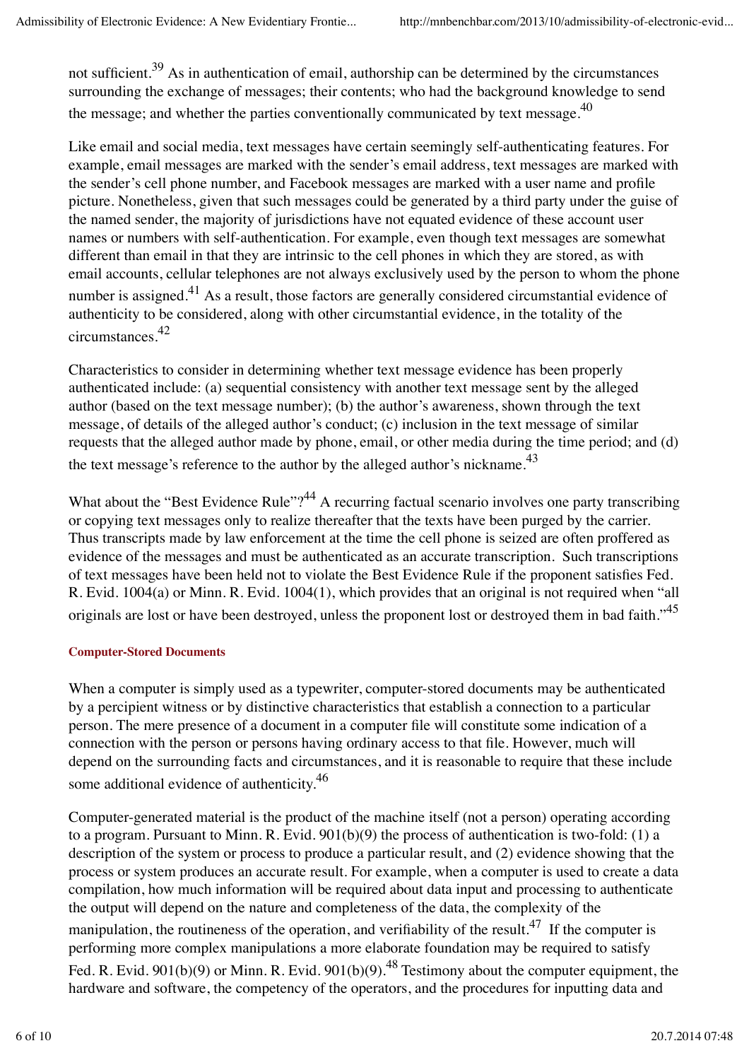not sufficient.[39] As in authentication of email, authorship can be determined by the circumstances surrounding the exchange of messages; their contents; who had the background knowledge to send the message; and whether the parties conventionally communicated by text message.[40]

Like email and social media, text messages have certain seemingly self-authenticating features. For example, email messages are marked with the sender's email address, text messages are marked with the sender's cell phone number, and Facebook messages are marked with a user name and profile picture. Nonetheless, given that such messages could be generated by a third party under the guise of the named sender, the majority of jurisdictions have not equated evidence of these account user names or numbers with self-authentication. For example, even though text messages are somewhat different than email in that they are intrinsic to the cell phones in which they are stored, as with email accounts, cellular telephones are not always exclusively used by the person to whom the phone number is assigned.[41] As a result, those factors are generally considered circumstantial evidence of authenticity to be considered, along with other circumstantial evidence, in the totality of the circumstances.[42]

Characteristics to consider in determining whether text message evidence has been properly authenticated include: (a) sequential consistency with another text message sent by the alleged author (based on the text message number); (b) the author's awareness, shown through the text message, of details of the alleged author's conduct; (c) inclusion in the text message of similar requests that the alleged author made by phone, email, or other media during the time period; and (d) the text message's reference to the author by the alleged author's nickname.[43]

What about the "Best Evidence Rule"?[44] A recurring factual scenario involves one party transcribing or copying text messages only to realize thereafter that the texts have been purged by the carrier. Thus transcripts made by law enforcement at the time the cell phone is seized are often proffered as evidence of the messages and must be authenticated as an accurate transcription. Such transcriptions of text messages have been held not to violate the Best Evidence Rule if the proponent satisfies Fed. R. Evid. 1004(a) or Minn. R. Evid. 1004(1), which provides that an original is not required when "all originals are lost or have been destroyed, unless the proponent lost or destroyed them in bad faith."[45]

#### Computer-Stored Documents

When a computer is simply used as a typewriter, computer-stored documents may be authenticated by a percipient witness or by distinctive characteristics that establish a connection to a particular person. The mere presence of a document in a computer file will constitute some indication of a connection with the person or persons having ordinary access to that file. However, much will depend on the surrounding facts and circumstances, and it is reasonable to require that these include some additional evidence of authenticity.[46]

Computer-generated material is the product of the machine itself (not a person) operating according to a program. Pursuant to Minn. R. Evid. 901(b)(9) the process of authentication is two-fold: (1) a description of the system or process to produce a particular result, and (2) evidence showing that the process or system produces an accurate result. For example, when a computer is used to create a data compilation, how much information will be required about data input and processing to authenticate the output will depend on the nature and completeness of the data, the complexity of the manipulation, the routineness of the operation, and verifiability of the result.[47] If the computer is performing more complex manipulations a more elaborate foundation may be required to satisfy Fed. R. Evid. 901(b)(9) or Minn. R. Evid. 901(b)(9).[48] Testimony about the computer equipment, the hardware and software, the competency of the operators, and the procedures for inputting data and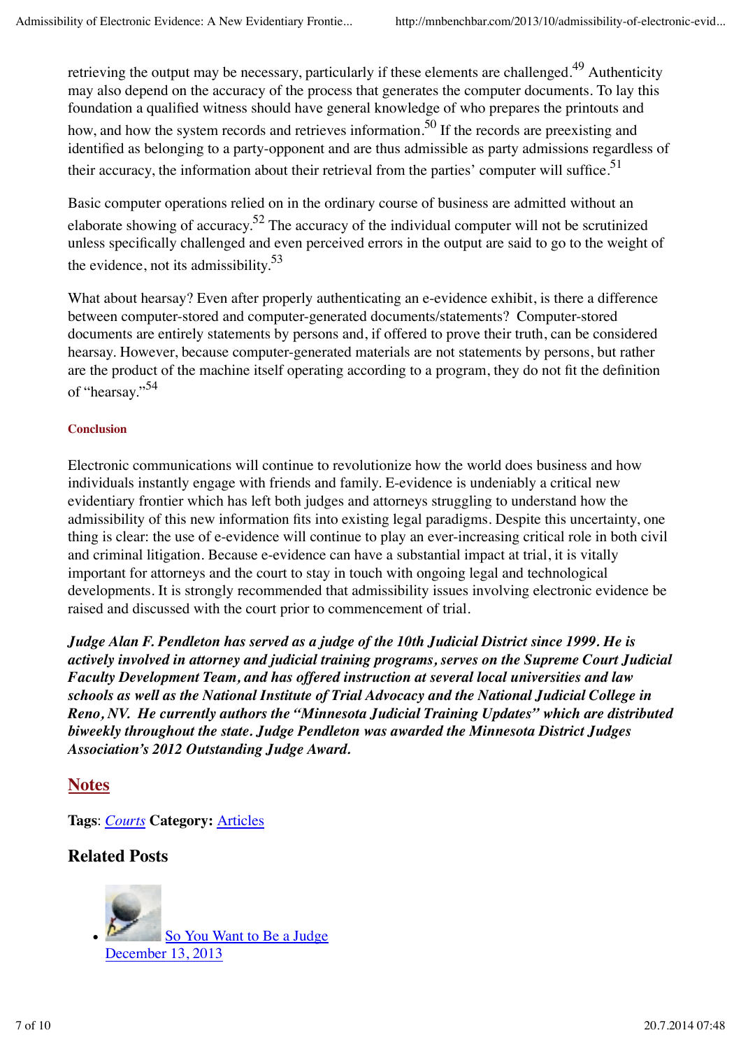retrieving the output may be necessary, particularly if these elements are challenged.[49] Authenticity may also depend on the accuracy of the process that generates the computer documents. To lay this foundation a qualified witness should have general knowledge of who prepares the printouts and how, and how the system records and retrieves information.[50] If the records are preexisting and identified as belonging to a party-opponent and are thus admissible as party admissions regardless of their accuracy, the information about their retrieval from the parties' computer will suffice.[51]

Basic computer operations relied on in the ordinary course of business are admitted without an elaborate showing of accuracy.[52] The accuracy of the individual computer will not be scrutinized unless specifically challenged and even perceived errors in the output are said to go to the weight of the evidence, not its admissibility.[53]

What about hearsay? Even after properly authenticating an e-evidence exhibit, is there a difference between computer-stored and computer-generated documents/statements? Computer-stored documents are entirely statements by persons and, if offered to prove their truth, can be considered hearsay. However, because computer-generated materials are not statements by persons, but rather are the product of the machine itself operating according to a program, they do not fit the definition of "hearsay."[54]

#### Conclusion

Electronic communications will continue to revolutionize how the world does business and how individuals instantly engage with friends and family. E-evidence is undeniably a critical new evidentiary frontier which has left both judges and attorneys struggling to understand how the admissibility of this new information fits into existing legal paradigms. Despite this uncertainty, one thing is clear: the use of e-evidence will continue to play an ever-increasing critical role in both civil and criminal litigation. Because e-evidence can have a substantial impact at trial, it is vitally important for attorneys and the court to stay in touch with ongoing legal and technological developments. It is strongly recommended that admissibility issues involving electronic evidence be raised and discussed with the court prior to commencement of trial.

***Judge Alan F. Pendleton has served as a judge of the 10th Judicial District since 1999. He is actively involved in attorney and judicial training programs, serves on the Supreme Court Judicial Faculty Development Team, and has offered instruction at several local universities and law schools as well as the National Institute of Trial Advocacy and the National Judicial College in Reno, NV. He currently authors the "Minnesota Judicial Training Updates" which are distributed biweekly throughout the state. Judge Pendleton was awarded the Minnesota District Judges Association's 2012 Outstanding Judge Award.***

## Notes

**Tags**: *Courts* **Category:** Articles

### Related Posts

- So You Want to Be a Judge
  December 13, 2013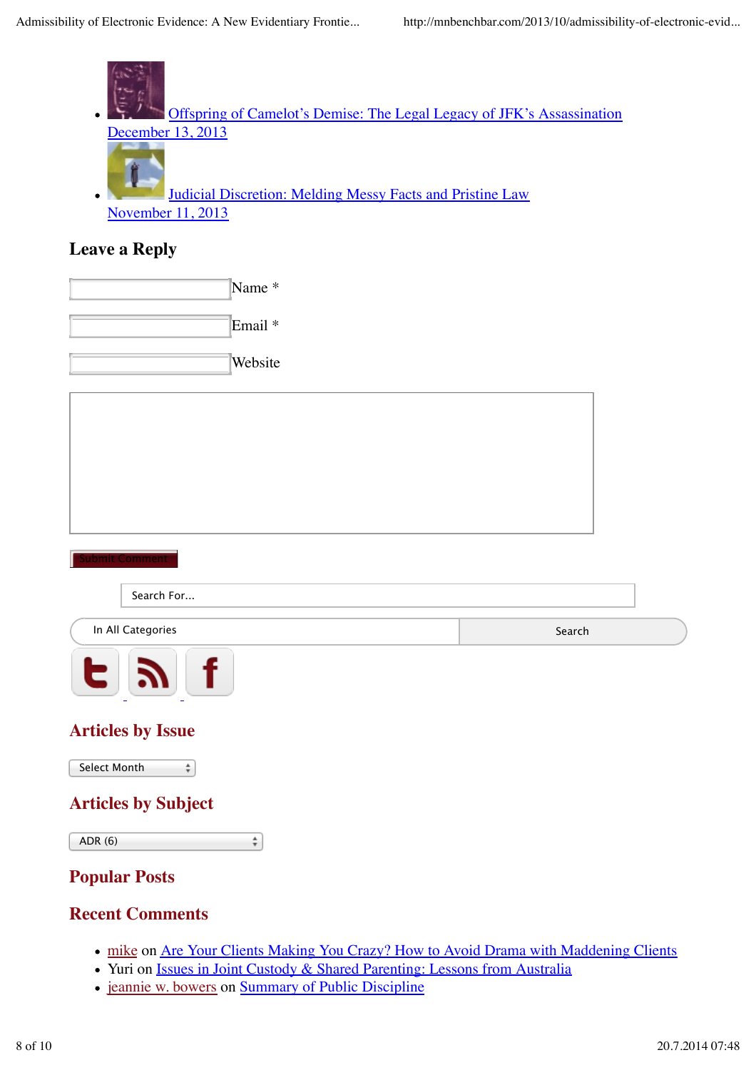- Offspring of Camelot's Demise: The Legal Legacy of JFK's Assassination
  December 13, 2013
- Judicial Discretion: Melding Messy Facts and Pristine Law
  November 11, 2013

### Leave a Reply

Name *

Email *

Website

Submit Comment

Search For...

In All Categories

Search

## Articles by Issue

Select Month

## Articles by Subject

ADR (6)

## Popular Posts

## Recent Comments

- mike on Are Your Clients Making You Crazy? How to Avoid Drama with Maddening Clients
- Yuri on Issues in Joint Custody & Shared Parenting: Lessons from Australia
- jeannie w. bowers on Summary of Public Discipline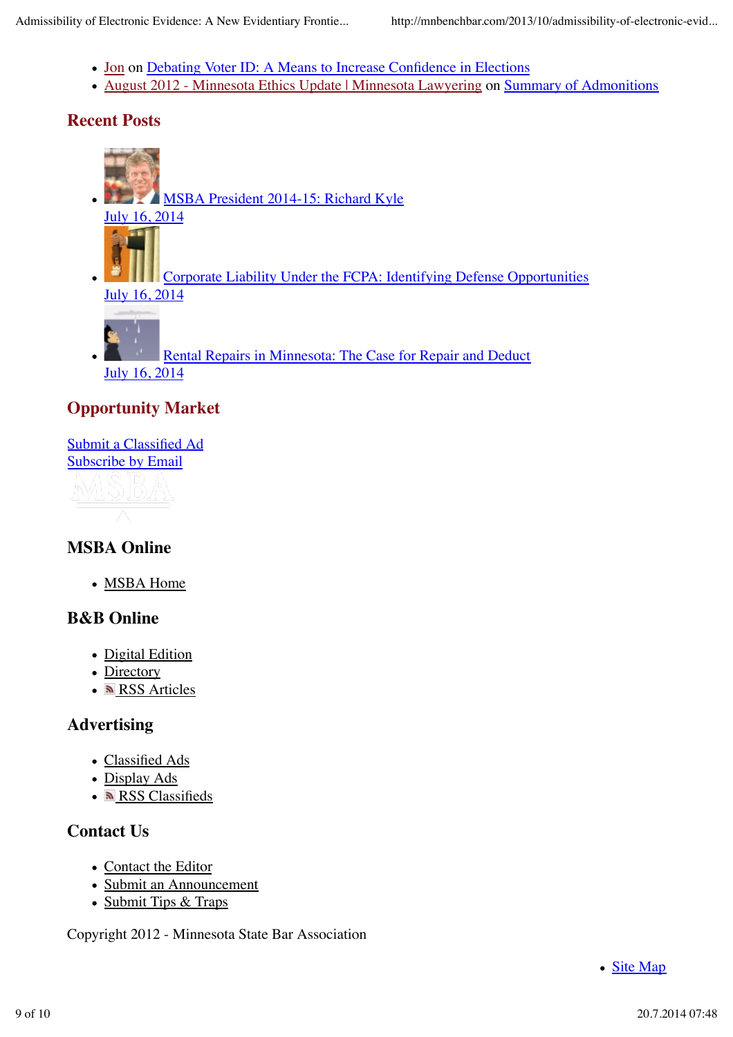- Jon on Debating Voter ID: A Means to Increase Confidence in Elections
- August 2012 - Minnesota Ethics Update | Minnesota Lawyering on Summary of Admonitions

## Recent Posts

- MSBA President 2014-15: Richard Kyle
  July 16, 2014
- Corporate Liability Under the FCPA: Identifying Defense Opportunities
  July 16, 2014
- Rental Repairs in Minnesota: The Case for Repair and Deduct
  July 16, 2014

## Opportunity Market

Submit a Classified Ad
Subscribe by Email

### MSBA Online

- MSBA Home

### B&B Online

- Digital Edition
- Directory
- RSS Articles

### Advertising

- Classified Ads
- Display Ads
- RSS Classifieds

### Contact Us

- Contact the Editor
- Submit an Announcement
- Submit Tips & Traps

Copyright 2012 - Minnesota State Bar Association

- Site Map